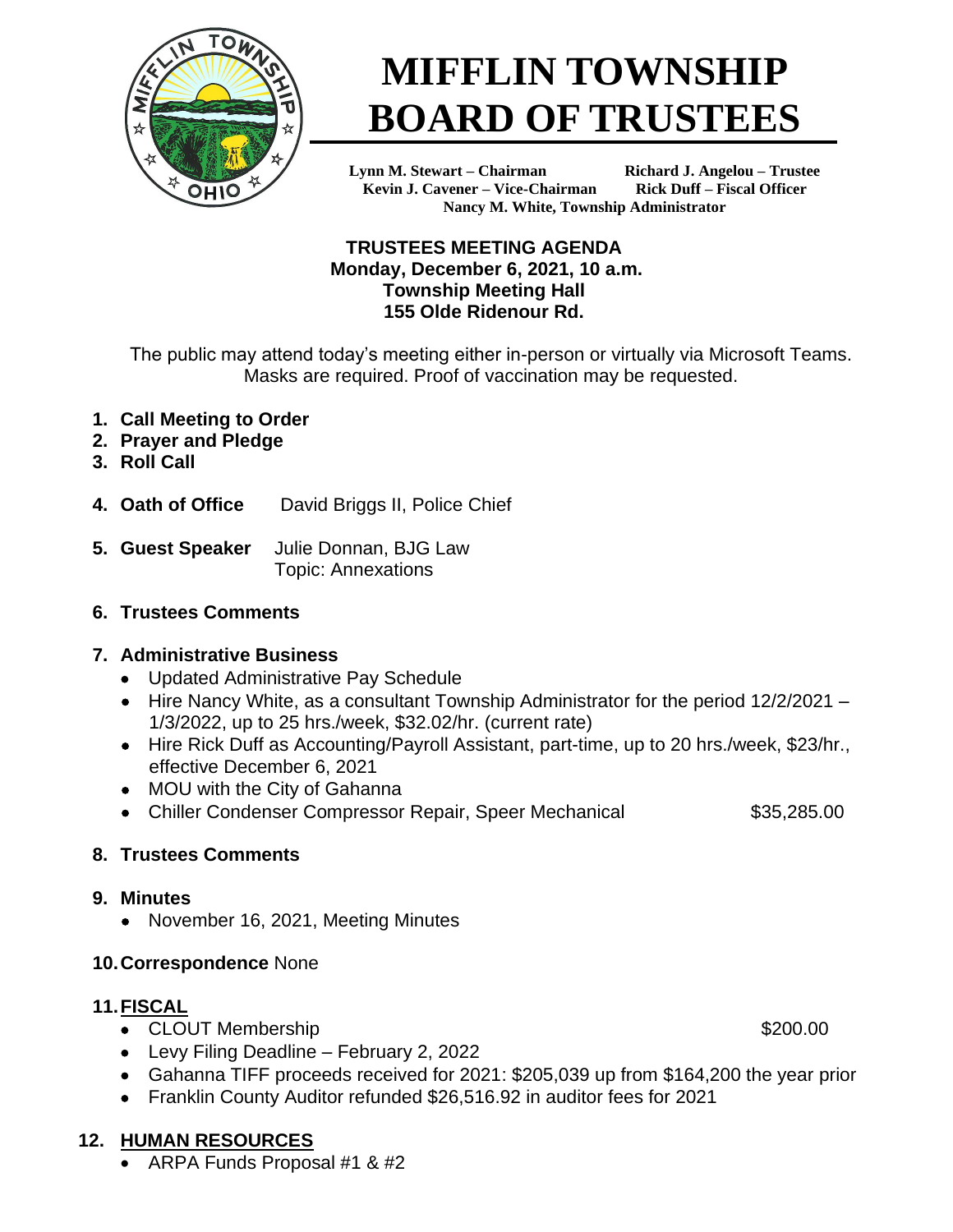# MIFFLIN TOWNSHIP BOARD OF TRUSTEES

**Lynn M. Stewart – Chairman** **Richard J. Angelou – Trustee**
**Kevin J. Cavener – Vice-Chairman** **Rick Duff – Fiscal Officer**
**Nancy M. White, Township Administrator**

## TRUSTEES MEETING AGENDA
**Monday, December 6, 2021, 10 a.m.**
**Township Meeting Hall**
**155 Olde Ridenour Rd.**

The public may attend today's meeting either in-person or virtually via Microsoft Teams. Masks are required. Proof of vaccination may be requested.

1. **Call Meeting to Order**
2. **Prayer and Pledge**
3. **Roll Call**
4. **Oath of Office** David Briggs II, Police Chief
5. **Guest Speaker** Julie Donnan, BJG Law
   Topic: Annexations
6. **Trustees Comments**
7. **Administrative Business**
   - Updated Administrative Pay Schedule
   - Hire Nancy White, as a consultant Township Administrator for the period 12/2/2021 – 1/3/2022, up to 25 hrs./week, $32.02/hr. (current rate)
   - Hire Rick Duff as Accounting/Payroll Assistant, part-time, up to 20 hrs./week, $23/hr., effective December 6, 2021
   - MOU with the City of Gahanna
   - Chiller Condenser Compressor Repair, Speer Mechanical $35,285.00
8. **Trustees Comments**
9. **Minutes**
   - November 16, 2021, Meeting Minutes
10. **Correspondence** None
11. **FISCAL**
    - CLOUT Membership $200.00
    - Levy Filing Deadline – February 2, 2022
    - Gahanna TIFF proceeds received for 2021: $205,039 up from $164,200 the year prior
    - Franklin County Auditor refunded $26,516.92 in auditor fees for 2021
12. **HUMAN RESOURCES**
    - ARPA Funds Proposal #1 & #2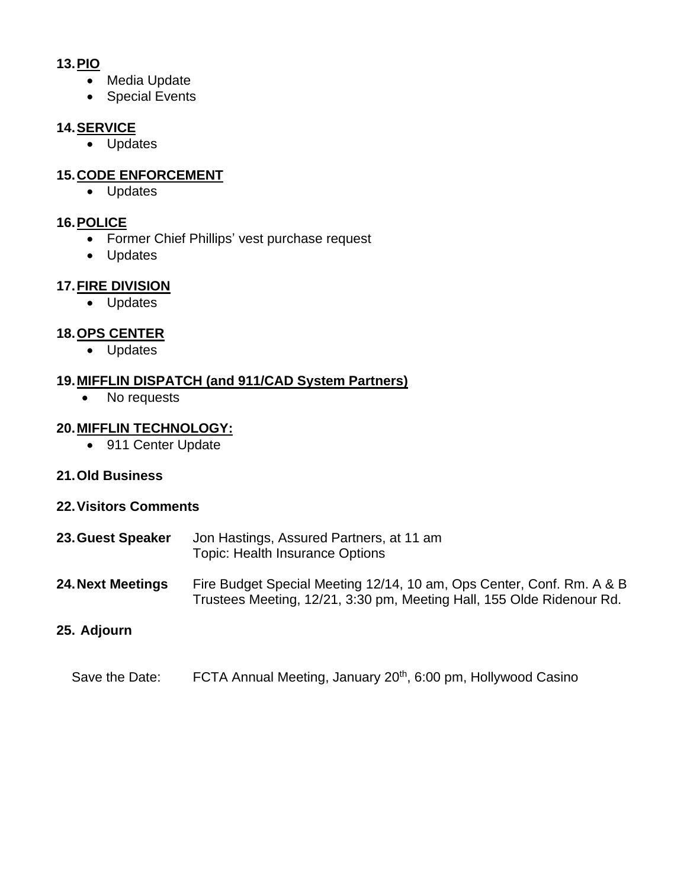**13. PIO**

- Media Update
- Special Events

**14. SERVICE**

- Updates

**15. CODE ENFORCEMENT**

- Updates

**16. POLICE**

- Former Chief Phillips' vest purchase request
- Updates

**17. FIRE DIVISION**

- Updates

**18. OPS CENTER**

- Updates

**19. MIFFLIN DISPATCH (and 911/CAD System Partners)**

- No requests

**20. MIFFLIN TECHNOLOGY:**

- 911 Center Update

**21. Old Business**

**22. Visitors Comments**

**23. Guest Speaker** Jon Hastings, Assured Partners, at 11 am
Topic: Health Insurance Options

**24. Next Meetings** Fire Budget Special Meeting 12/14, 10 am, Ops Center, Conf. Rm. A & B
Trustees Meeting, 12/21, 3:30 pm, Meeting Hall, 155 Olde Ridenour Rd.

**25. Adjourn**

Save the Date: FCTA Annual Meeting, January 20th, 6:00 pm, Hollywood Casino